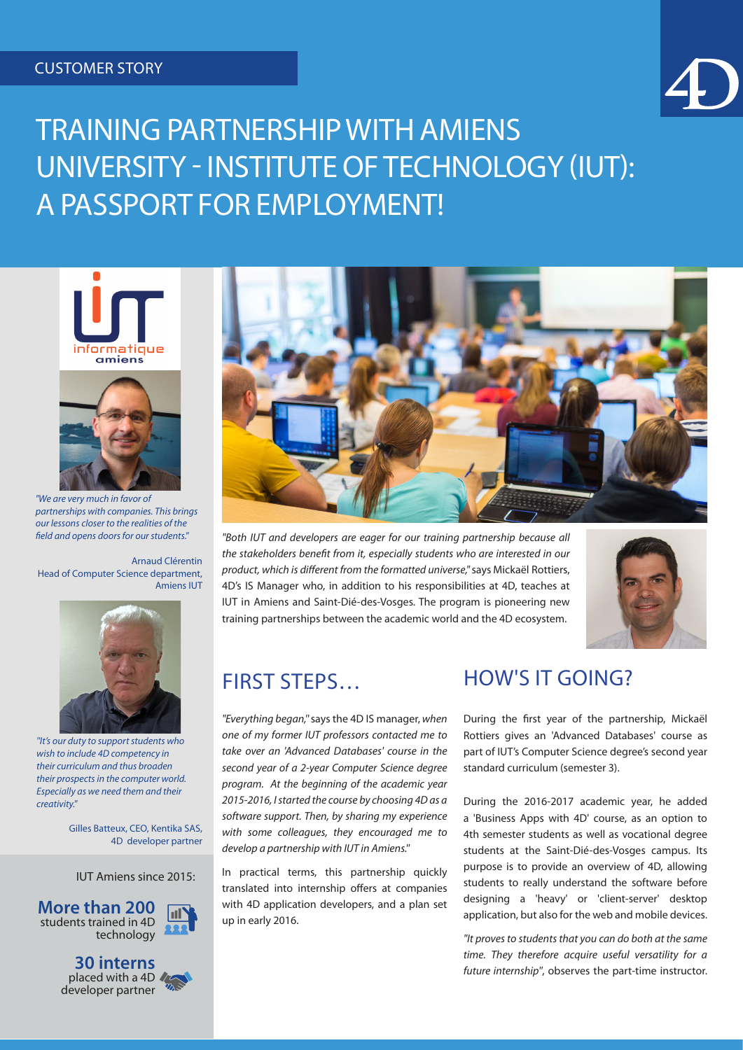CUSTOMER STORY

# TRAINING PARTNERSHIP WITH AMIENS UNIVERSITY - INSTITUTE OF TECHNOLOGY (IUT): A PASSPORT FOR EMPLOYMENT!

*"We are very much in favor of partnerships with companies. This brings our lessons closer to the realities of the field and opens doors for our students."*

Arnaud Clérentin
Head of Computer Science department, Amiens IUT

*"It's our duty to support students who wish to include 4D competency in their curriculum and thus broaden their prospects in the computer world. Especially as we need them and their creativity."*

Gilles Batteux, CEO, Kentika SAS, 4D developer partner

IUT Amiens since 2015:

**More than 200** students trained in 4D technology

**30 interns** placed with a 4D developer partner

*"Both IUT and developers are eager for our training partnership because all the stakeholders benefit from it, especially students who are interested in our product, which is different from the formatted universe,"* says Mickaël Rottiers, 4D's IS Manager who, in addition to his responsibilities at 4D, teaches at IUT in Amiens and Saint-Dié-des-Vosges. The program is pioneering new training partnerships between the academic world and the 4D ecosystem.

## FIRST STEPS…

*"Everything began,"* says the 4D IS manager, *when one of my former IUT professors contacted me to take over an 'Advanced Databases' course in the second year of a 2-year Computer Science degree program. At the beginning of the academic year 2015-2016, I started the course by choosing 4D as a software support. Then, by sharing my experience with some colleagues, they encouraged me to develop a partnership with IUT in Amiens."*

In practical terms, this partnership quickly translated into internship offers at companies with 4D application developers, and a plan set up in early 2016.

## HOW'S IT GOING?

During the first year of the partnership, Mickaël Rottiers gives an 'Advanced Databases' course as part of IUT's Computer Science degree's second year standard curriculum (semester 3).

During the 2016-2017 academic year, he added a 'Business Apps with 4D' course, as an option to 4th semester students as well as vocational degree students at the Saint-Dié-des-Vosges campus. Its purpose is to provide an overview of 4D, allowing students to really understand the software before designing a 'heavy' or 'client-server' desktop application, but also for the web and mobile devices.

*"It proves to students that you can do both at the same time. They therefore acquire useful versatility for a future internship"*, observes the part-time instructor.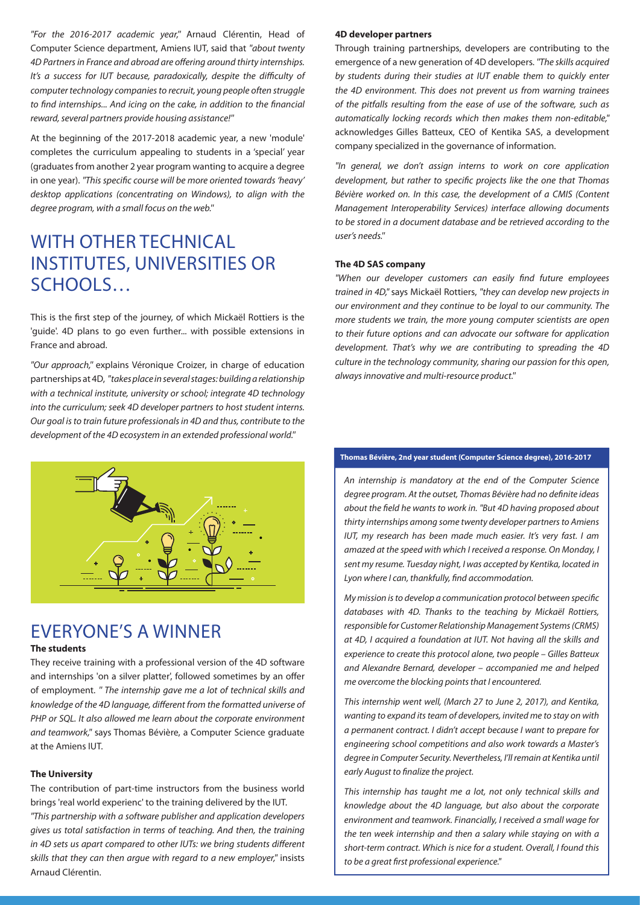*"For the 2016-2017 academic year,"* Arnaud Clérentin, Head of Computer Science department, Amiens IUT, said that *"about twenty 4D Partners in France and abroad are offering around thirty internships. It's a success for IUT because, paradoxically, despite the difficulty of computer technology companies to recruit, young people often struggle to find internships... And icing on the cake, in addition to the financial reward, several partners provide housing assistance!"*

At the beginning of the 2017-2018 academic year, a new 'module' completes the curriculum appealing to students in a 'special' year (graduates from another 2 year program wanting to acquire a degree in one year). *"This specific course will be more oriented towards 'heavy' desktop applications (concentrating on Windows), to align with the degree program, with a small focus on the web."*

## WITH OTHER TECHNICAL INSTITUTES, UNIVERSITIES OR SCHOOLS…

This is the first step of the journey, of which Mickaël Rottiers is the 'guide'. 4D plans to go even further... with possible extensions in France and abroad.

*"Our approach,"* explains Véronique Croizer, in charge of education partnerships at 4D, *"takes place in several stages: building a relationship with a technical institute, university or school; integrate 4D technology into the curriculum; seek 4D developer partners to host student interns. Our goal is to train future professionals in 4D and thus, contribute to the development of the 4D ecosystem in an extended professional world."*

## EVERYONE'S A WINNER

**The students**

They receive training with a professional version of the 4D software and internships 'on a silver platter', followed sometimes by an offer of employment. *" The internship gave me a lot of technical skills and knowledge of the 4D language, different from the formatted universe of PHP or SQL. It also allowed me learn about the corporate environment and teamwork,"* says Thomas Bévière, a Computer Science graduate at the Amiens IUT.

**The University**

The contribution of part-time instructors from the business world brings 'real world experienc' to the training delivered by the IUT.

*"This partnership with a software publisher and application developers gives us total satisfaction in terms of teaching. And then, the training in 4D sets us apart compared to other IUTs: we bring students different skills that they can then argue with regard to a new employer,"* insists Arnaud Clérentin.

**4D developer partners**

Through training partnerships, developers are contributing to the emergence of a new generation of 4D developers. *"The skills acquired by students during their studies at IUT enable them to quickly enter the 4D environment. This does not prevent us from warning trainees of the pitfalls resulting from the ease of use of the software, such as automatically locking records which then makes them non-editable,"* acknowledges Gilles Batteux, CEO of Kentika SAS, a development company specialized in the governance of information.

*"In general, we don't assign interns to work on core application development, but rather to specific projects like the one that Thomas Bévière worked on. In this case, the development of a CMIS (Content Management Interoperability Services) interface allowing documents to be stored in a document database and be retrieved according to the user's needs."*

**The 4D SAS company**

*"When our developer customers can easily find future employees trained in 4D,"* says Mickaël Rottiers, *"they can develop new projects in our environment and they continue to be loyal to our community. The more students we train, the more young computer scientists are open to their future options and can advocate our software for application development. That's why we are contributing to spreading the 4D culture in the technology community, sharing our passion for this open, always innovative and multi-resource product."*

**Thomas Bévière, 2nd year student (Computer Science degree), 2016-2017**

*An internship is mandatory at the end of the Computer Science degree program. At the outset, Thomas Bévière had no definite ideas about the field he wants to work in. "But 4D having proposed about thirty internships among some twenty developer partners to Amiens IUT, my research has been made much easier. It's very fast. I am amazed at the speed with which I received a response. On Monday, I sent my resume. Tuesday night, I was accepted by Kentika, located in Lyon where I can, thankfully, find accommodation.*

*My mission is to develop a communication protocol between specific databases with 4D. Thanks to the teaching by Mickaël Rottiers, responsible for Customer Relationship Management Systems (CRMS) at 4D, I acquired a foundation at IUT. Not having all the skills and experience to create this protocol alone, two people – Gilles Batteux and Alexandre Bernard, developer – accompanied me and helped me overcome the blocking points that I encountered.*

*This internship went well, (March 27 to June 2, 2017), and Kentika, wanting to expand its team of developers, invited me to stay on with a permanent contract. I didn't accept because I want to prepare for engineering school competitions and also work towards a Master's degree in Computer Security. Nevertheless, I'll remain at Kentika until early August to finalize the project.*

*This internship has taught me a lot, not only technical skills and knowledge about the 4D language, but also about the corporate environment and teamwork. Financially, I received a small wage for the ten week internship and then a salary while staying on with a short-term contract. Which is nice for a student. Overall, I found this to be a great first professional experience."*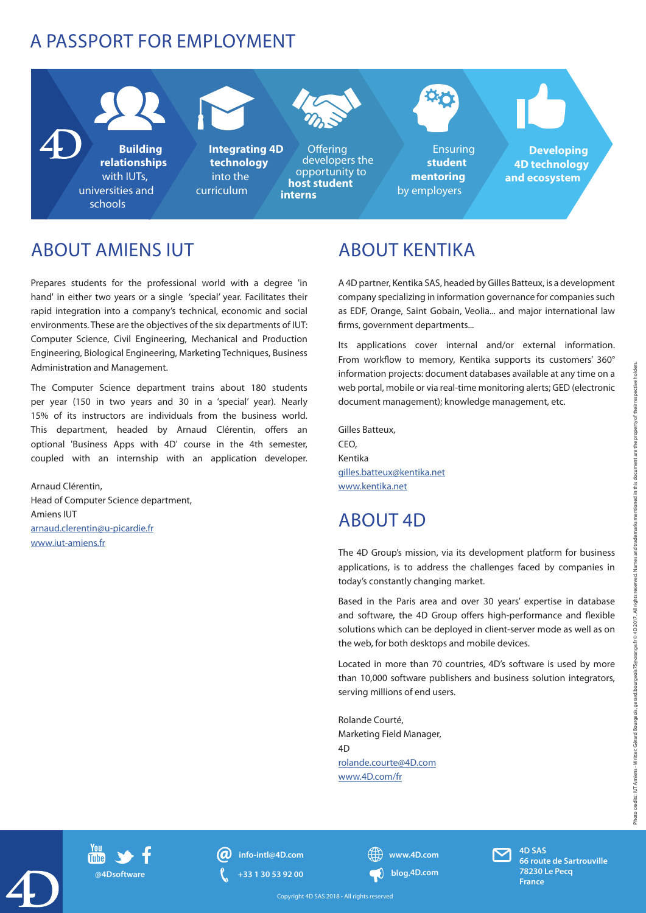# A PASSPORT FOR EMPLOYMENT

**Building relationships** with IUTs, universities and schools

**Integrating 4D technology** into the curriculum

Offering developers the opportunity to **host student interns**

Ensuring **student mentoring** by employers

**Developing 4D technology and ecosystem**

## ABOUT AMIENS IUT

Prepares students for the professional world with a degree 'in hand' in either two years or a single 'special' year. Facilitates their rapid integration into a company's technical, economic and social environments. These are the objectives of the six departments of IUT: Computer Science, Civil Engineering, Mechanical and Production Engineering, Biological Engineering, Marketing Techniques, Business Administration and Management.

The Computer Science department trains about 180 students per year (150 in two years and 30 in a 'special' year). Nearly 15% of its instructors are individuals from the business world. This department, headed by Arnaud Clérentin, offers an optional 'Business Apps with 4D' course in the 4th semester, coupled with an internship with an application developer.

Arnaud Clérentin,
Head of Computer Science department,
Amiens IUT
arnaud.clerentin@u-picardie.fr
www.iut-amiens.fr

## ABOUT KENTIKA

A 4D partner, Kentika SAS, headed by Gilles Batteux, is a development company specializing in information governance for companies such as EDF, Orange, Saint Gobain, Veolia... and major international law firms, government departments...

Its applications cover internal and/or external information. From workflow to memory, Kentika supports its customers' 360° information projects: document databases available at any time on a web portal, mobile or via real-time monitoring alerts; GED (electronic document management); knowledge management, etc.

Gilles Batteux,
CEO,
Kentika
gilles.batteux@kentika.net
www.kentika.net

## ABOUT 4D

The 4D Group's mission, via its development platform for business applications, is to address the challenges faced by companies in today's constantly changing market.

Based in the Paris area and over 30 years' expertise in database and software, the 4D Group offers high-performance and flexible solutions which can be deployed in client-server mode as well as on the web, for both desktops and mobile devices.

Located in more than 70 countries, 4D's software is used by more than 10,000 software publishers and business solution integrators, serving millions of end users.

Rolande Courté,
Marketing Field Manager,
4D
rolande.courte@4D.com
www.4D.com/fr

Photo credits: IUT Amiens - Writer: Gérard Bourgeois, gerard.bourgeois75@orange.fr © 4D 2017. All rights reserved. Names and trademarks mentioned in this document are the property of their respective holders.

@4Dsoftware

info-intl@4D.com
+33 1 30 53 92 00

www.4D.com
blog.4D.com

**4D SAS**
**66 route de Sartrouville**
**78230 Le Pecq**
**France**

Copyright 4D SAS 2018 • All rights reserved